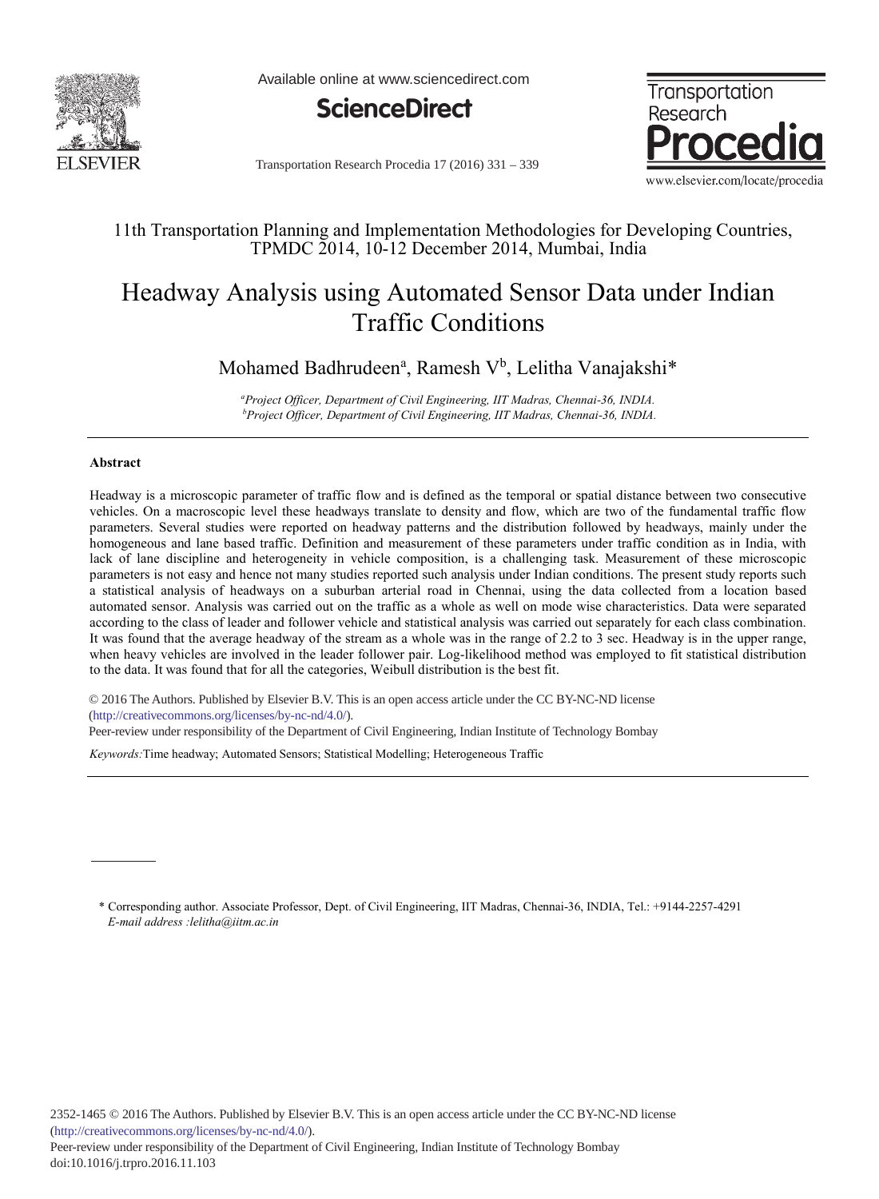Available online at www.sciencedirect.com

**ScienceDirect**

Transportation Research Procedia 17 (2016) 331 – 339

www.elsevier.com/locate/procedia

11th Transportation Planning and Implementation Methodologies for Developing Countries, TPMDC 2014, 10-12 December 2014, Mumbai, India

# Headway Analysis using Automated Sensor Data under Indian Traffic Conditions

Mohamed Badhrudeen[a], Ramesh V[b], Lelitha Vanajakshi*

[a]*Project Officer, Department of Civil Engineering, IIT Madras, Chennai-36, INDIA.*
[b]*Project Officer, Department of Civil Engineering, IIT Madras, Chennai-36, INDIA.*

## Abstract

Headway is a microscopic parameter of traffic flow and is defined as the temporal or spatial distance between two consecutive vehicles. On a macroscopic level these headways translate to density and flow, which are two of the fundamental traffic flow parameters. Several studies were reported on headway patterns and the distribution followed by headways, mainly under the homogeneous and lane based traffic. Definition and measurement of these parameters under traffic condition as in India, with lack of lane discipline and heterogeneity in vehicle composition, is a challenging task. Measurement of these microscopic parameters is not easy and hence not many studies reported such analysis under Indian conditions. The present study reports such a statistical analysis of headways on a suburban arterial road in Chennai, using the data collected from a location based automated sensor. Analysis was carried out on the traffic as a whole as well on mode wise characteristics. Data were separated according to the class of leader and follower vehicle and statistical analysis was carried out separately for each class combination. It was found that the average headway of the stream as a whole was in the range of 2.2 to 3 sec. Headway is in the upper range, when heavy vehicles are involved in the leader follower pair. Log-likelihood method was employed to fit statistical distribution to the data. It was found that for all the categories, Weibull distribution is the best fit.

© 2016 The Authors. Published by Elsevier B.V. This is an open access article under the CC BY-NC-ND license (http://creativecommons.org/licenses/by-nc-nd/4.0/).
Peer-review under responsibility of the Department of Civil Engineering, Indian Institute of Technology Bombay

*Keywords:* Time headway; Automated Sensors; Statistical Modelling; Heterogeneous Traffic

\* Corresponding author. Associate Professor, Dept. of Civil Engineering, IIT Madras, Chennai-36, INDIA, Tel.: +9144-2257-4291
*E-mail address :lelitha@iitm.ac.in*

2352-1465 © 2016 The Authors. Published by Elsevier B.V. This is an open access article under the CC BY-NC-ND license (http://creativecommons.org/licenses/by-nc-nd/4.0/).
Peer-review under responsibility of the Department of Civil Engineering, Indian Institute of Technology Bombay
doi:10.1016/j.trpro.2016.11.103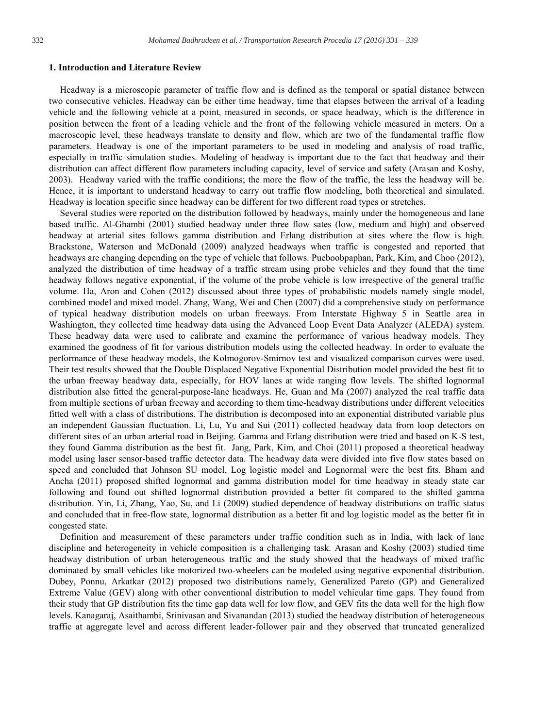### 1. Introduction and Literature Review

Headway is a microscopic parameter of traffic flow and is defined as the temporal or spatial distance between two consecutive vehicles. Headway can be either time headway, time that elapses between the arrival of a leading vehicle and the following vehicle at a point, measured in seconds, or space headway, which is the difference in position between the front of a leading vehicle and the front of the following vehicle measured in meters. On a macroscopic level, these headways translate to density and flow, which are two of the fundamental traffic flow parameters. Headway is one of the important parameters to be used in modeling and analysis of road traffic, especially in traffic simulation studies. Modeling of headway is important due to the fact that headway and their distribution can affect different flow parameters including capacity, level of service and safety (Arasan and Koshy, 2003). Headway varied with the traffic conditions; the more the flow of the traffic, the less the headway will be. Hence, it is important to understand headway to carry out traffic flow modeling, both theoretical and simulated. Headway is location specific since headway can be different for two different road types or stretches.

Several studies were reported on the distribution followed by headways, mainly under the homogeneous and lane based traffic. Al-Ghambi (2001) studied headway under three flow sates (low, medium and high) and observed headway at arterial sites follows gamma distribution and Erlang distribution at sites where the flow is high. Brackstone, Waterson and McDonald (2009) analyzed headways when traffic is congested and reported that headways are changing depending on the type of vehicle that follows. Pueboobpaphan, Park, Kim, and Choo (2012), analyzed the distribution of time headway of a traffic stream using probe vehicles and they found that the time headway follows negative exponential, if the volume of the probe vehicle is low irrespective of the general traffic volume. Ha, Aron and Cohen (2012) discussed about three types of probabilistic models namely single model, combined model and mixed model. Zhang, Wang, Wei and Chen (2007) did a comprehensive study on performance of typical headway distribution models on urban freeways. From Interstate Highway 5 in Seattle area in Washington, they collected time headway data using the Advanced Loop Event Data Analyzer (ALEDA) system. These headway data were used to calibrate and examine the performance of various headway models. They examined the goodness of fit for various distribution models using the collected headway. In order to evaluate the performance of these headway models, the Kolmogorov-Smirnov test and visualized comparison curves were used. Their test results showed that the Double Displaced Negative Exponential Distribution model provided the best fit to the urban freeway headway data, especially, for HOV lanes at wide ranging flow levels. The shifted lognormal distribution also fitted the general-purpose-lane headways. He, Guan and Ma (2007) analyzed the real traffic data from multiple sections of urban freeway and according to them time-headway distributions under different velocities fitted well with a class of distributions. The distribution is decomposed into an exponential distributed variable plus an independent Gaussian fluctuation. Li, Lu, Yu and Sui (2011) collected headway data from loop detectors on different sites of an urban arterial road in Beijing. Gamma and Erlang distribution were tried and based on K-S test, they found Gamma distribution as the best fit. Jang, Park, Kim, and Choi (2011) proposed a theoretical headway model using laser sensor-based traffic detector data. The headway data were divided into five flow states based on speed and concluded that Johnson SU model, Log logistic model and Lognormal were the best fits. Bham and Ancha (2011) proposed shifted lognormal and gamma distribution model for time headway in steady state car following and found out shifted lognormal distribution provided a better fit compared to the shifted gamma distribution. Yin, Li, Zhang, Yao, Su, and Li (2009) studied dependence of headway distributions on traffic status and concluded that in free-flow state, lognormal distribution as a better fit and log logistic model as the better fit in congested state.

Definition and measurement of these parameters under traffic condition such as in India, with lack of lane discipline and heterogeneity in vehicle composition is a challenging task. Arasan and Koshy (2003) studied time headway distribution of urban heterogeneous traffic and the study showed that the headways of mixed traffic dominated by small vehicles like motorized two-wheelers can be modeled using negative exponential distribution. Dubey, Ponnu, Arkatkar (2012) proposed two distributions namely, Generalized Pareto (GP) and Generalized Extreme Value (GEV) along with other conventional distribution to model vehicular time gaps. They found from their study that GP distribution fits the time gap data well for low flow, and GEV fits the data well for the high flow levels. Kanagaraj, Asaithambi, Srinivasan and Sivanandan (2013) studied the headway distribution of heterogeneous traffic at aggregate level and across different leader-follower pair and they observed that truncated generalized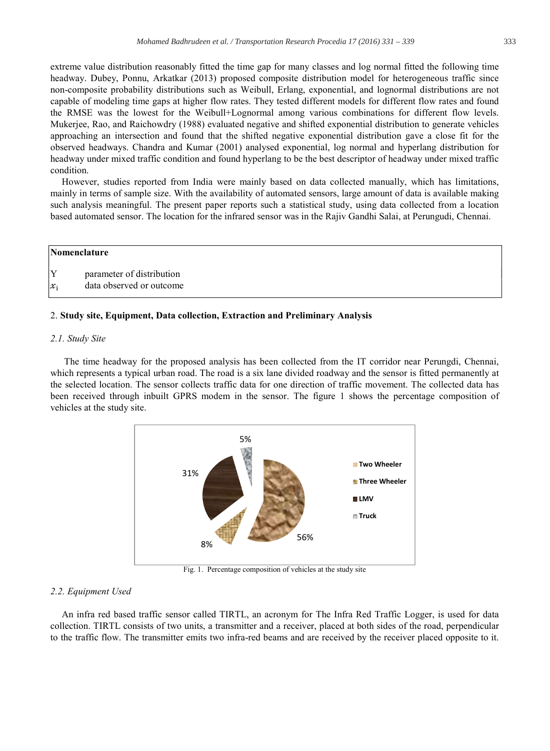extreme value distribution reasonably fitted the time gap for many classes and log normal fitted the following time headway. Dubey, Ponnu, Arkatkar (2013) proposed composite distribution model for heterogeneous traffic since non-composite probability distributions such as Weibull, Erlang, exponential, and lognormal distributions are not capable of modeling time gaps at higher flow rates. They tested different models for different flow rates and found the RMSE was the lowest for the Weibull+Lognormal among various combinations for different flow levels. Mukerjee, Rao, and Raichowdry (1988) evaluated negative and shifted exponential distribution to generate vehicles approaching an intersection and found that the shifted negative exponential distribution gave a close fit for the observed headways. Chandra and Kumar (2001) analysed exponential, log normal and hyperlang distribution for headway under mixed traffic condition and found hyperlang to be the best descriptor of headway under mixed traffic condition.

However, studies reported from India were mainly based on data collected manually, which has limitations, mainly in terms of sample size. With the availability of automated sensors, large amount of data is available making such analysis meaningful. The present paper reports such a statistical study, using data collected from a location based automated sensor. The location for the infrared sensor was in the Rajiv Gandhi Salai, at Perungudi, Chennai.

**Nomenclature**

| | |
|---|---|
| Y | parameter of distribution |
| $x_i$ | data observed or outcome |

## 2. Study site, Equipment, Data collection, Extraction and Preliminary Analysis

### *2.1. Study Site*

The time headway for the proposed analysis has been collected from the IT corridor near Perungdi, Chennai, which represents a typical urban road. The road is a six lane divided roadway and the sensor is fitted permanently at the selected location. The sensor collects traffic data for one direction of traffic movement. The collected data has been received through inbuilt GPRS modem in the sensor. The figure 1 shows the percentage composition of vehicles at the study site.

Two Wheeler: 56%; Three Wheeler: 8%; LMV: 31%; Truck: 5%

Fig. 1. Percentage composition of vehicles at the study site

### *2.2. Equipment Used*

An infra red based traffic sensor called TIRTL, an acronym for The Infra Red Traffic Logger, is used for data collection. TIRTL consists of two units, a transmitter and a receiver, placed at both sides of the road, perpendicular to the traffic flow. The transmitter emits two infra-red beams and are received by the receiver placed opposite to it.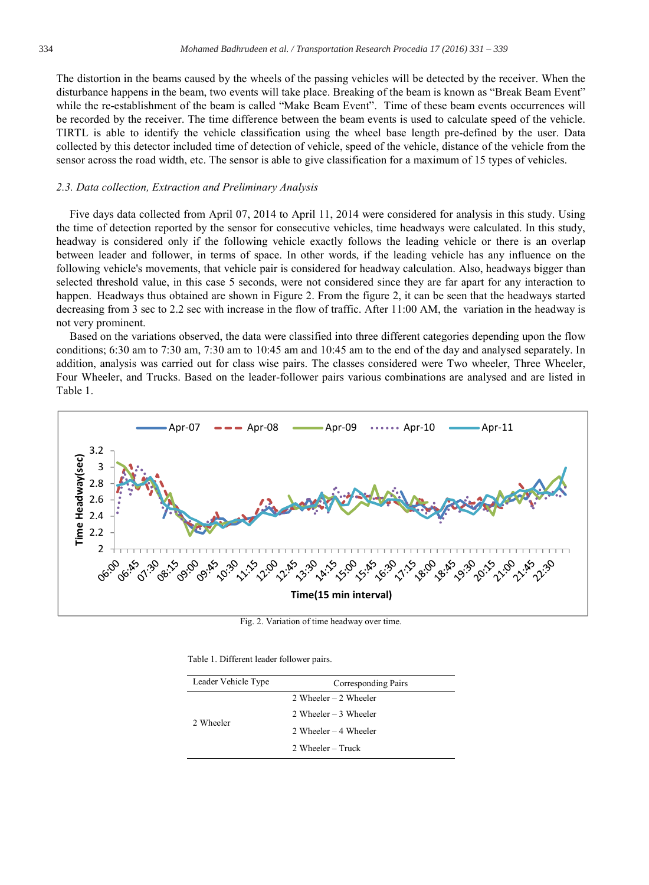The distortion in the beams caused by the wheels of the passing vehicles will be detected by the receiver. When the disturbance happens in the beam, two events will take place. Breaking of the beam is known as "Break Beam Event" while the re-establishment of the beam is called "Make Beam Event". Time of these beam events occurrences will be recorded by the receiver. The time difference between the beam events is used to calculate speed of the vehicle. TIRTL is able to identify the vehicle classification using the wheel base length pre-defined by the user. Data collected by this detector included time of detection of vehicle, speed of the vehicle, distance of the vehicle from the sensor across the road width, etc. The sensor is able to give classification for a maximum of 15 types of vehicles.

### *2.3. Data collection, Extraction and Preliminary Analysis*

Five days data collected from April 07, 2014 to April 11, 2014 were considered for analysis in this study. Using the time of detection reported by the sensor for consecutive vehicles, time headways were calculated. In this study, headway is considered only if the following vehicle exactly follows the leading vehicle or there is an overlap between leader and follower, in terms of space. In other words, if the leading vehicle has any influence on the following vehicle's movements, that vehicle pair is considered for headway calculation. Also, headways bigger than selected threshold value, in this case 5 seconds, were not considered since they are far apart for any interaction to happen. Headways thus obtained are shown in Figure 2. From the figure 2, it can be seen that the headways started decreasing from 3 sec to 2.2 sec with increase in the flow of traffic. After 11:00 AM, the variation in the headway is not very prominent.

Based on the variations observed, the data were classified into three different categories depending upon the flow conditions; 6:30 am to 7:30 am, 7:30 am to 10:45 am and 10:45 am to the end of the day and analysed separately. In addition, analysis was carried out for class wise pairs. The classes considered were Two wheeler, Three Wheeler, Four Wheeler, and Trucks. Based on the leader-follower pairs various combinations are analysed and are listed in Table 1.

Fig. 2. Variation of time headway over time.

Table 1. Different leader follower pairs.

| Leader Vehicle Type | Corresponding Pairs |
|---|---|
| 2 Wheeler | 2 Wheeler – 2 Wheeler |
| | 2 Wheeler – 3 Wheeler |
| | 2 Wheeler – 4 Wheeler |
| | 2 Wheeler – Truck |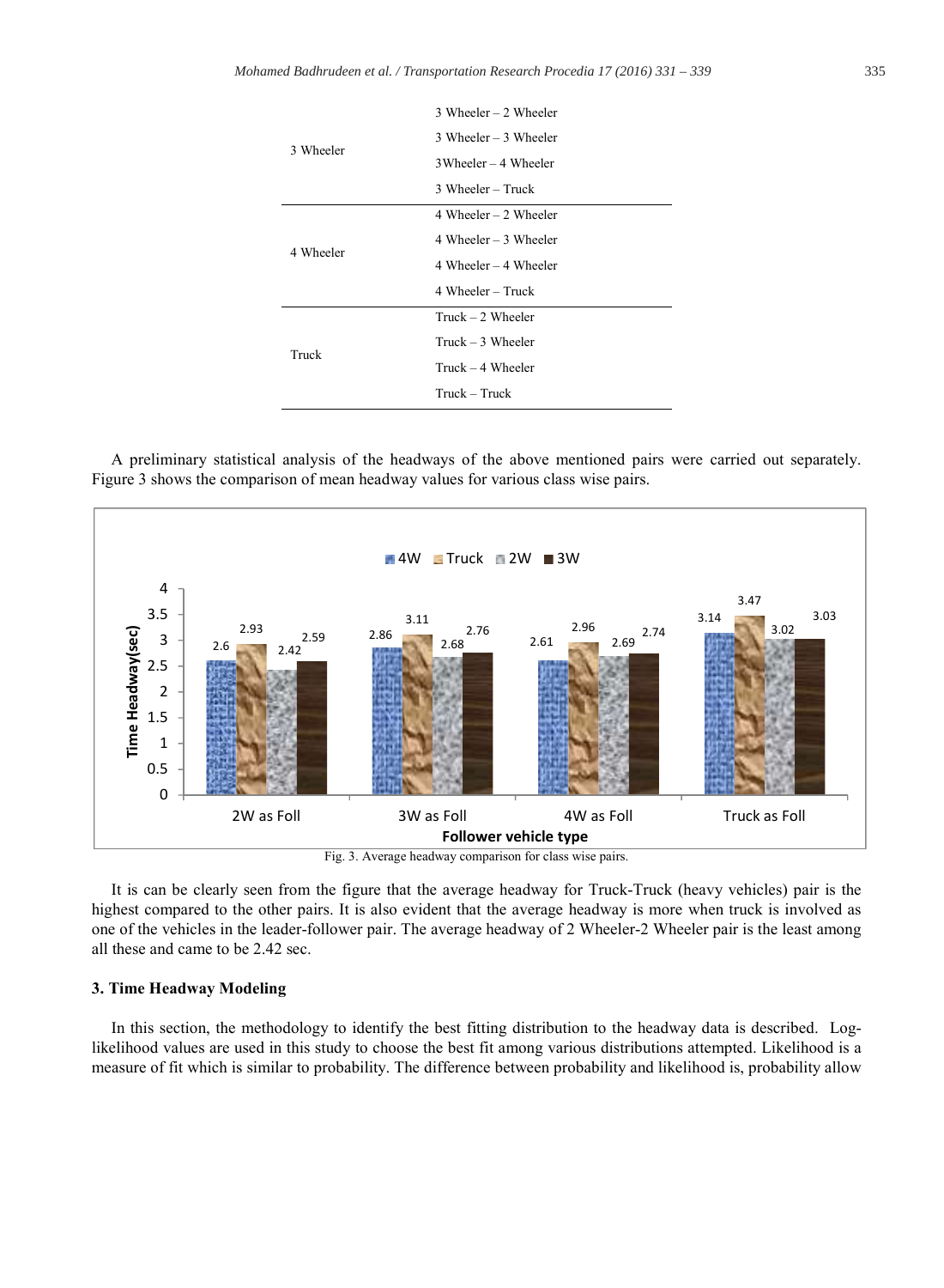| | |
|---|---|
| 3 Wheeler | 3 Wheeler – 2 Wheeler |
| | 3 Wheeler – 3 Wheeler |
| | 3Wheeler – 4 Wheeler |
| | 3 Wheeler – Truck |
| 4 Wheeler | 4 Wheeler – 2 Wheeler |
| | 4 Wheeler – 3 Wheeler |
| | 4 Wheeler – 4 Wheeler |
| | 4 Wheeler – Truck |
| Truck | Truck – 2 Wheeler |
| | Truck – 3 Wheeler |
| | Truck – 4 Wheeler |
| | Truck – Truck |

A preliminary statistical analysis of the headways of the above mentioned pairs were carried out separately. Figure 3 shows the comparison of mean headway values for various class wise pairs.

| Follower vehicle type | 4W | Truck | 2W | 3W |
|---|---|---|---|---|
| 2W as Foll | 2.6 | 2.93 | 2.42 | 2.59 |
| 3W as Foll | 2.86 | 3.11 | 2.68 | 2.76 |
| 4W as Foll | 2.61 | 2.96 | 2.69 | 2.74 |
| Truck as Foll | 3.14 | 3.47 | 3.02 | 3.03 |

Fig. 3. Average headway comparison for class wise pairs.

It is can be clearly seen from the figure that the average headway for Truck-Truck (heavy vehicles) pair is the highest compared to the other pairs. It is also evident that the average headway is more when truck is involved as one of the vehicles in the leader-follower pair. The average headway of 2 Wheeler-2 Wheeler pair is the least among all these and came to be 2.42 sec.

## 3. Time Headway Modeling

In this section, the methodology to identify the best fitting distribution to the headway data is described. Log-likelihood values are used in this study to choose the best fit among various distributions attempted. Likelihood is a measure of fit which is similar to probability. The difference between probability and likelihood is, probability allow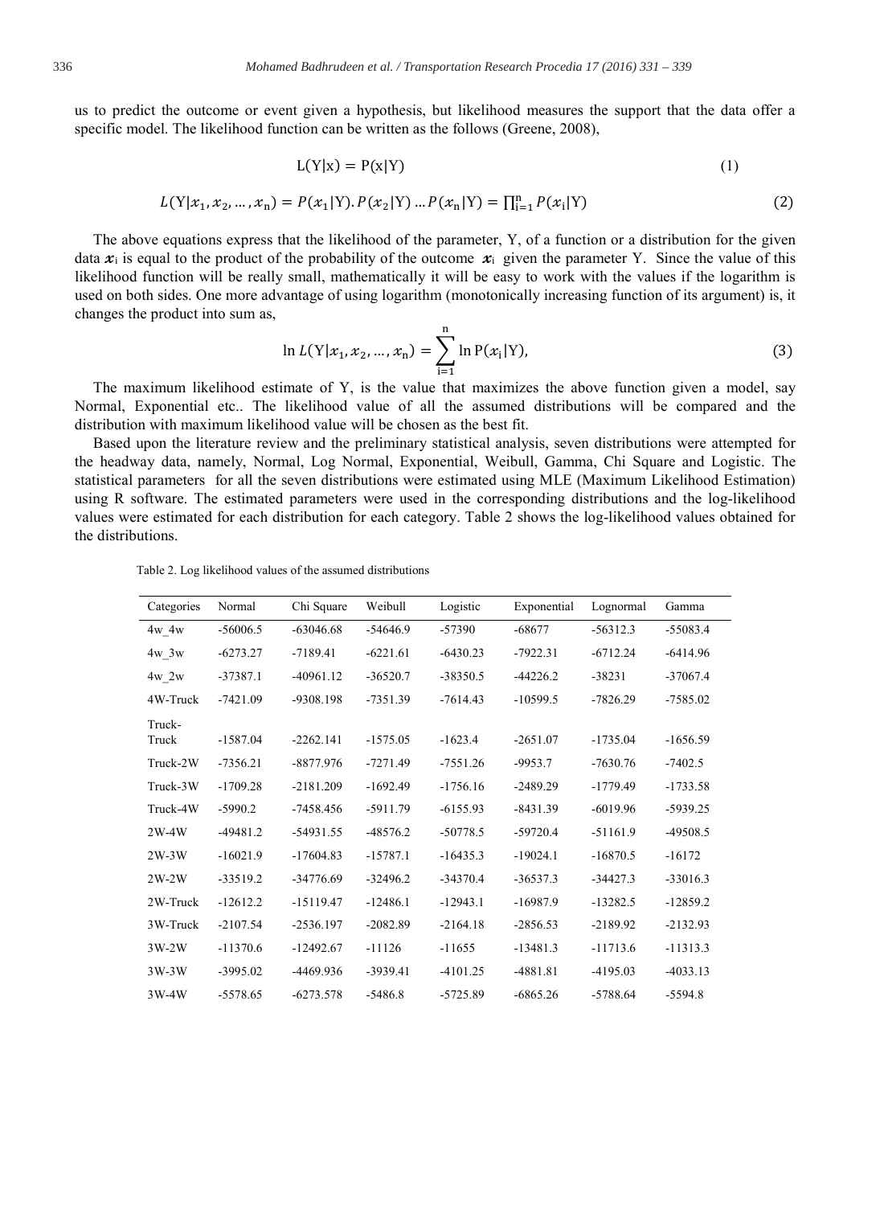us to predict the outcome or event given a hypothesis, but likelihood measures the support that the data offer a specific model. The likelihood function can be written as the follows (Greene, 2008),

$$L(Y|x) = P(x|Y) \tag{1}$$

$$L(Y|x_1, x_2, \ldots, x_n) = P(x_1|Y).P(x_2|Y) \ldots P(x_n|Y) = \prod_{i=1}^{n} P(x_i|Y) \tag{2}$$

The above equations express that the likelihood of the parameter, Y, of a function or a distribution for the given data $\boldsymbol{x}_i$ is equal to the product of the probability of the outcome $\boldsymbol{x}_i$ given the parameter Y. Since the value of this likelihood function will be really small, mathematically it will be easy to work with the values if the logarithm is used on both sides. One more advantage of using logarithm (monotonically increasing function of its argument) is, it changes the product into sum as,

$$\ln L(Y|x_1, x_2, \ldots, x_n) = \sum_{i=1}^{n} \ln P(x_i|Y), \tag{3}$$

The maximum likelihood estimate of Y, is the value that maximizes the above function given a model, say Normal, Exponential etc.. The likelihood value of all the assumed distributions will be compared and the distribution with maximum likelihood value will be chosen as the best fit.

Based upon the literature review and the preliminary statistical analysis, seven distributions were attempted for the headway data, namely, Normal, Log Normal, Exponential, Weibull, Gamma, Chi Square and Logistic. The statistical parameters for all the seven distributions were estimated using MLE (Maximum Likelihood Estimation) using R software. The estimated parameters were used in the corresponding distributions and the log-likelihood values were estimated for each distribution for each category. Table 2 shows the log-likelihood values obtained for the distributions.

Table 2. Log likelihood values of the assumed distributions

| Categories | Normal | Chi Square | Weibull | Logistic | Exponential | Lognormal | Gamma |
|---|---|---|---|---|---|---|---|
| 4w_4w | -56006.5 | -63046.68 | -54646.9 | -57390 | -68677 | -56312.3 | -55083.4 |
| 4w_3w | -6273.27 | -7189.41 | -6221.61 | -6430.23 | -7922.31 | -6712.24 | -6414.96 |
| 4w_2w | -37387.1 | -40961.12 | -36520.7 | -38350.5 | -44226.2 | -38231 | -37067.4 |
| 4W-Truck | -7421.09 | -9308.198 | -7351.39 | -7614.43 | -10599.5 | -7826.29 | -7585.02 |
| Truck-Truck | -1587.04 | -2262.141 | -1575.05 | -1623.4 | -2651.07 | -1735.04 | -1656.59 |
| Truck-2W | -7356.21 | -8877.976 | -7271.49 | -7551.26 | -9953.7 | -7630.76 | -7402.5 |
| Truck-3W | -1709.28 | -2181.209 | -1692.49 | -1756.16 | -2489.29 | -1779.49 | -1733.58 |
| Truck-4W | -5990.2 | -7458.456 | -5911.79 | -6155.93 | -8431.39 | -6019.96 | -5939.25 |
| 2W-4W | -49481.2 | -54931.55 | -48576.2 | -50778.5 | -59720.4 | -51161.9 | -49508.5 |
| 2W-3W | -16021.9 | -17604.83 | -15787.1 | -16435.3 | -19024.1 | -16870.5 | -16172 |
| 2W-2W | -33519.2 | -34776.69 | -32496.2 | -34370.4 | -36537.3 | -34427.3 | -33016.3 |
| 2W-Truck | -12612.2 | -15119.47 | -12486.1 | -12943.1 | -16987.9 | -13282.5 | -12859.2 |
| 3W-Truck | -2107.54 | -2536.197 | -2082.89 | -2164.18 | -2856.53 | -2189.92 | -2132.93 |
| 3W-2W | -11370.6 | -12492.67 | -11126 | -11655 | -13481.3 | -11713.6 | -11313.3 |
| 3W-3W | -3995.02 | -4469.936 | -3939.41 | -4101.25 | -4881.81 | -4195.03 | -4033.13 |
| 3W-4W | -5578.65 | -6273.578 | -5486.8 | -5725.89 | -6865.26 | -5788.64 | -5594.8 |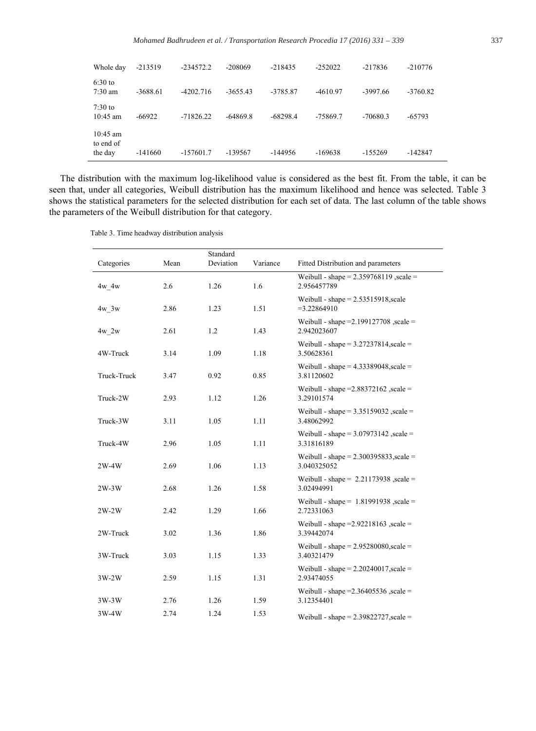| | | | | | | | |
|---|---|---|---|---|---|---|---|
| Whole day | -213519 | -234572.2 | -208069 | -218435 | -252022 | -217836 | -210776 |
| 6:30 to 7:30 am | -3688.61 | -4202.716 | -3655.43 | -3785.87 | -4610.97 | -3997.66 | -3760.82 |
| 7:30 to 10:45 am | -66922 | -71826.22 | -64869.8 | -68298.4 | -75869.7 | -70680.3 | -65793 |
| 10:45 am to end of the day | -141660 | -157601.7 | -139567 | -144956 | -169638 | -155269 | -142847 |

The distribution with the maximum log-likelihood value is considered as the best fit. From the table, it can be seen that, under all categories, Weibull distribution has the maximum likelihood and hence was selected. Table 3 shows the statistical parameters for the selected distribution for each set of data. The last column of the table shows the parameters of the Weibull distribution for that category.

Table 3. Time headway distribution analysis

| Categories | Mean | Standard Deviation | Variance | Fitted Distribution and parameters |
|---|---|---|---|---|
| 4w_4w | 2.6 | 1.26 | 1.6 | Weibull - shape = 2.359768119 ,scale = 2.956457789 |
| 4w_3w | 2.86 | 1.23 | 1.51 | Weibull - shape = 2.53515918,scale =3.22864910 |
| 4w_2w | 2.61 | 1.2 | 1.43 | Weibull - shape =2.199127708 ,scale = 2.942023607 |
| 4W-Truck | 3.14 | 1.09 | 1.18 | Weibull - shape = 3.27237814,scale = 3.50628361 |
| Truck-Truck | 3.47 | 0.92 | 0.85 | Weibull - shape = 4.33389048,scale = 3.81120602 |
| Truck-2W | 2.93 | 1.12 | 1.26 | Weibull - shape =2.88372162 ,scale = 3.29101574 |
| Truck-3W | 3.11 | 1.05 | 1.11 | Weibull - shape = 3.35159032 ,scale = 3.48062992 |
| Truck-4W | 2.96 | 1.05 | 1.11 | Weibull - shape = 3.07973142 ,scale = 3.31816189 |
| 2W-4W | 2.69 | 1.06 | 1.13 | Weibull - shape = 2.300395833,scale = 3.040325052 |
| 2W-3W | 2.68 | 1.26 | 1.58 | Weibull - shape = 2.21173938 ,scale = 3.02494991 |
| 2W-2W | 2.42 | 1.29 | 1.66 | Weibull - shape = 1.81991938 ,scale = 2.72331063 |
| 2W-Truck | 3.02 | 1.36 | 1.86 | Weibull - shape =2.92218163 ,scale = 3.39442074 |
| 3W-Truck | 3.03 | 1.15 | 1.33 | Weibull - shape = 2.95280080,scale = 3.40321479 |
| 3W-2W | 2.59 | 1.15 | 1.31 | Weibull - shape = 2.20240017,scale = 2.93474055 |
| 3W-3W | 2.76 | 1.26 | 1.59 | Weibull - shape =2.36405536 ,scale = 3.12354401 |
| 3W-4W | 2.74 | 1.24 | 1.53 | Weibull - shape = 2.39822727,scale = |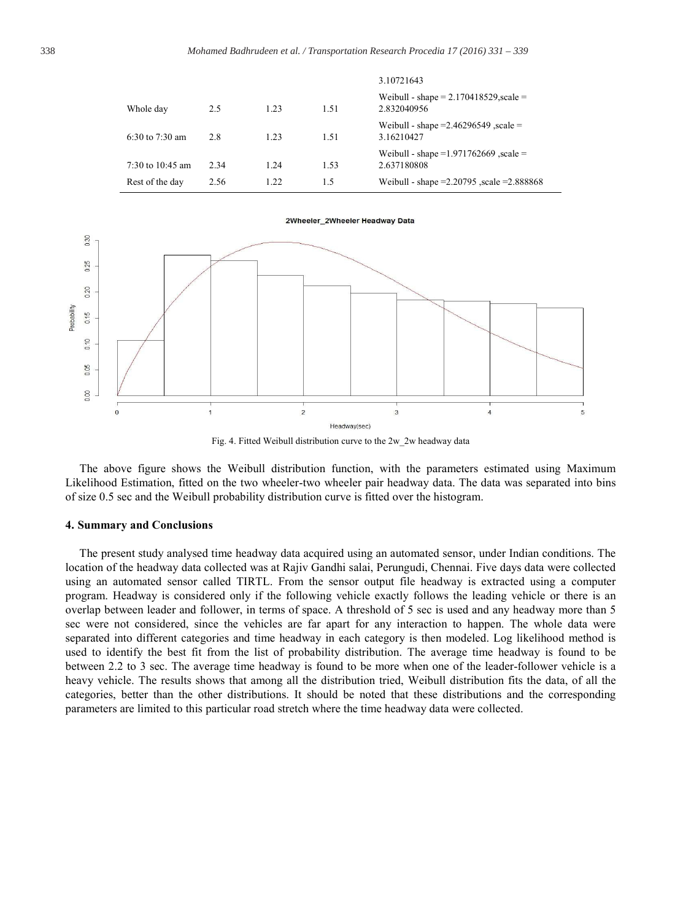|  |  |  |  | 3.10721643 |
| --- | --- | --- | --- | --- |
| Whole day | 2.5 | 1.23 | 1.51 | Weibull - shape = 2.170418529,scale = 2.832040956 |
| 6:30 to 7:30 am | 2.8 | 1.23 | 1.51 | Weibull - shape =2.46296549 ,scale = 3.16210427 |
| 7:30 to 10:45 am | 2.34 | 1.24 | 1.53 | Weibull - shape =1.971762669 ,scale = 2.637180808 |
| Rest of the day | 2.56 | 1.22 | 1.5 | Weibull - shape =2.20795 ,scale =2.888868 |

Fig. 4. Fitted Weibull distribution curve to the 2w_2w headway data

The above figure shows the Weibull distribution function, with the parameters estimated using Maximum Likelihood Estimation, fitted on the two wheeler-two wheeler pair headway data. The data was separated into bins of size 0.5 sec and the Weibull probability distribution curve is fitted over the histogram.

## 4. Summary and Conclusions

The present study analysed time headway data acquired using an automated sensor, under Indian conditions. The location of the headway data collected was at Rajiv Gandhi salai, Perungudi, Chennai. Five days data were collected using an automated sensor called TIRTL. From the sensor output file headway is extracted using a computer program. Headway is considered only if the following vehicle exactly follows the leading vehicle or there is an overlap between leader and follower, in terms of space. A threshold of 5 sec is used and any headway more than 5 sec were not considered, since the vehicles are far apart for any interaction to happen. The whole data were separated into different categories and time headway in each category is then modeled. Log likelihood method is used to identify the best fit from the list of probability distribution. The average time headway is found to be between 2.2 to 3 sec. The average time headway is found to be more when one of the leader-follower vehicle is a heavy vehicle. The results shows that among all the distribution tried, Weibull distribution fits the data, of all the categories, better than the other distributions. It should be noted that these distributions and the corresponding parameters are limited to this particular road stretch where the time headway data were collected.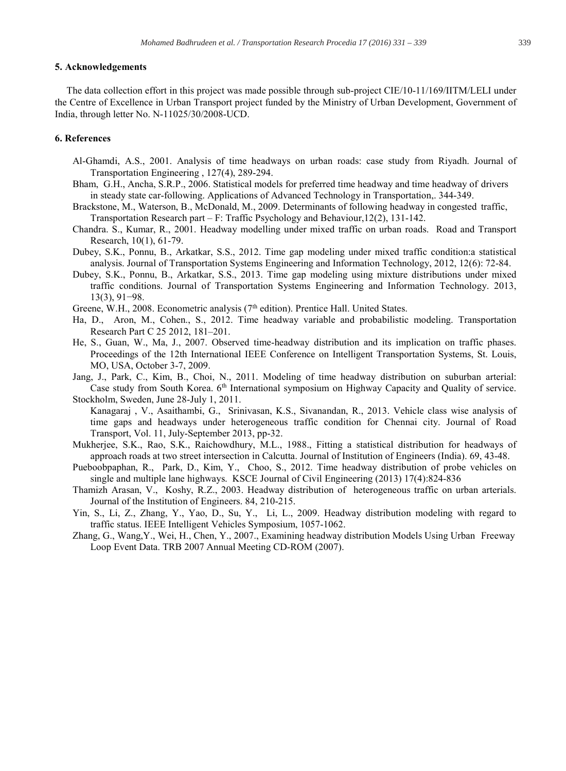## 5. Acknowledgements

The data collection effort in this project was made possible through sub-project CIE/10-11/169/IITM/LELI under the Centre of Excellence in Urban Transport project funded by the Ministry of Urban Development, Government of India, through letter No. N-11025/30/2008-UCD.

## 6. References

Al-Ghamdi, A.S., 2001. Analysis of time headways on urban roads: case study from Riyadh. Journal of Transportation Engineering , 127(4), 289-294.

Bham, G.H., Ancha, S.R.P., 2006. Statistical models for preferred time headway and time headway of drivers in steady state car-following. Applications of Advanced Technology in Transportation,. 344-349.

Brackstone, M., Waterson, B., McDonald, M., 2009. Determinants of following headway in congested traffic, Transportation Research part – F: Traffic Psychology and Behaviour,12(2), 131-142.

Chandra. S., Kumar, R., 2001. Headway modelling under mixed traffic on urban roads. Road and Transport Research, 10(1), 61-79.

Dubey, S.K., Ponnu, B., Arkatkar, S.S., 2012. Time gap modeling under mixed traffic condition:a statistical analysis. Journal of Transportation Systems Engineering and Information Technology, 2012, 12(6): 72-84.

Dubey, S.K., Ponnu, B., Arkatkar, S.S., 2013. Time gap modeling using mixture distributions under mixed traffic conditions. Journal of Transportation Systems Engineering and Information Technology. 2013, 13(3), 91−98.

Greene, W.H., 2008. Econometric analysis (7th edition). Prentice Hall. United States.

Ha, D., Aron, M., Cohen., S., 2012. Time headway variable and probabilistic modeling. Transportation Research Part C 25 2012, 181–201.

He, S., Guan, W., Ma, J., 2007. Observed time-headway distribution and its implication on traffic phases. Proceedings of the 12th International IEEE Conference on Intelligent Transportation Systems, St. Louis, MO, USA, October 3-7, 2009.

Jang, J., Park, C., Kim, B., Choi, N., 2011. Modeling of time headway distribution on suburban arterial: Case study from South Korea. 6th International symposium on Highway Capacity and Quality of service. Stockholm, Sweden, June 28-July 1, 2011.

Kanagaraj , V., Asaithambi, G., Srinivasan, K.S., Sivanandan, R., 2013. Vehicle class wise analysis of time gaps and headways under heterogeneous traffic condition for Chennai city. Journal of Road Transport, Vol. 11, July-September 2013, pp-32.

Mukherjee, S.K., Rao, S.K., Raichowdhury, M.L., 1988., Fitting a statistical distribution for headways of approach roads at two street intersection in Calcutta. Journal of Institution of Engineers (India). 69, 43-48.

Pueboobpaphan, R., Park, D., Kim, Y., Choo, S., 2012. Time headway distribution of probe vehicles on single and multiple lane highways. KSCE Journal of Civil Engineering (2013) 17(4):824-836

Thamizh Arasan, V., Koshy, R.Z., 2003. Headway distribution of heterogeneous traffic on urban arterials. Journal of the Institution of Engineers. 84, 210-215.

Yin, S., Li, Z., Zhang, Y., Yao, D., Su, Y., Li, L., 2009. Headway distribution modeling with regard to traffic status. IEEE Intelligent Vehicles Symposium, 1057-1062.

Zhang, G., Wang,Y., Wei, H., Chen, Y., 2007., Examining headway distribution Models Using Urban Freeway Loop Event Data. TRB 2007 Annual Meeting CD-ROM (2007).